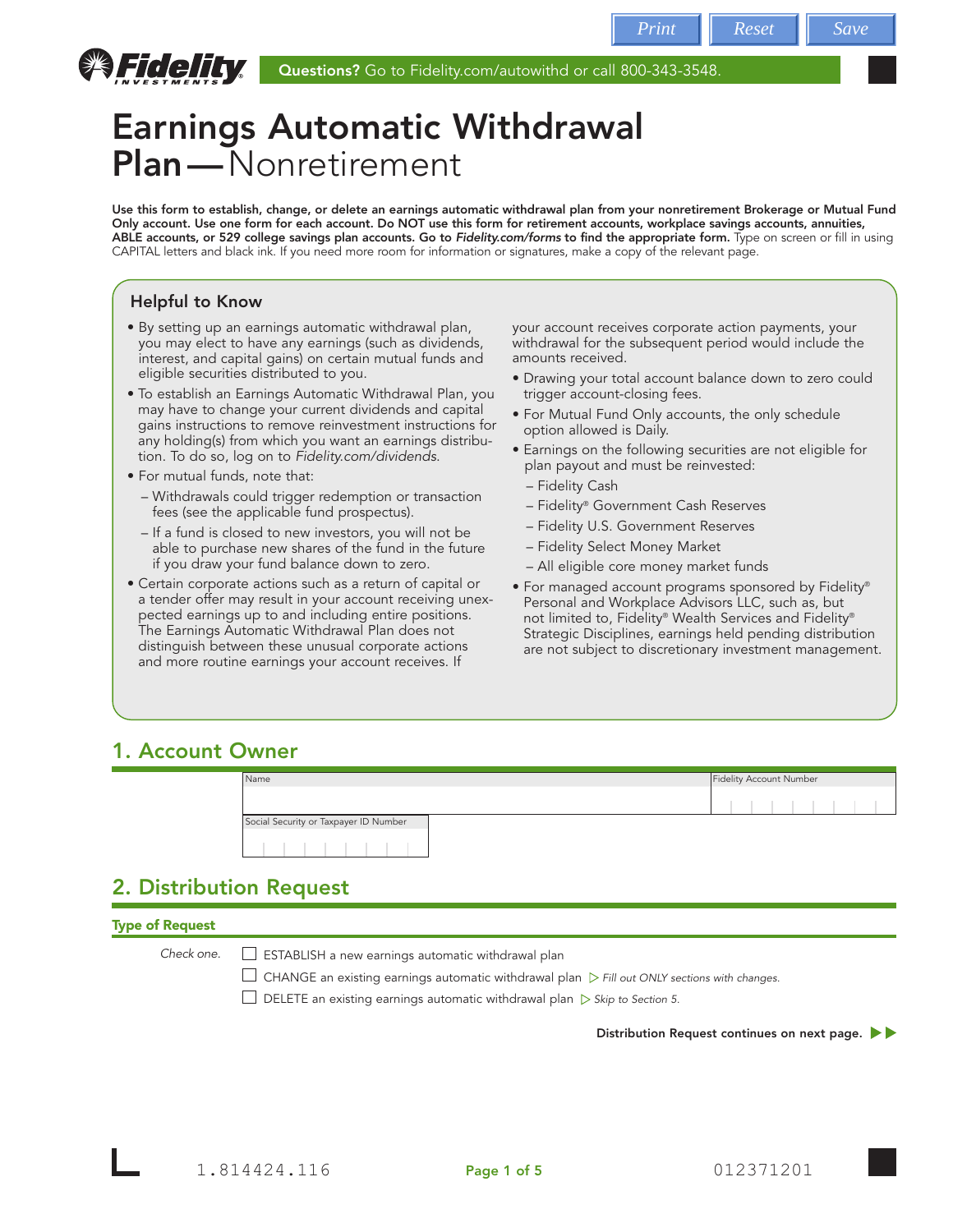Questions? Go to Fidelity.com/autowithd or call 800-343-3548.

# Earnings Automatic Withdrawal Plan — Nonretirement

**Use this form to establish, change, or delete an earnings automatic withdrawal plan from your nonretirement Brokerage or Mutual Fund Only account. Use one form for each account. Do NOT use this form for retirement accounts, workplace savings accounts, annuities, ABLE accounts, or 529 college savings plan accounts. Go to *Fidelity.com/forms* to find the appropriate form.** Type on screen or fill in using CAPITAL letters and black ink. If you need more room for information or signatures, make a copy of the relevant page.

### Helpful to Know

- By setting up an earnings automatic withdrawal plan, you may elect to have any earnings (such as dividends, interest, and capital gains) on certain mutual funds and eligible securities distributed to you.
- To establish an Earnings Automatic Withdrawal Plan, you may have to change your current dividends and capital gains instructions to remove reinvestment instructions for any holding(s) from which you want an earnings distribution. To do so, log on to *Fidelity.com/dividends*.
- For mutual funds, note that:
  - Withdrawals could trigger redemption or transaction fees (see the applicable fund prospectus).
  - If a fund is closed to new investors, you will not be able to purchase new shares of the fund in the future if you draw your fund balance down to zero.
- Certain corporate actions such as a return of capital or a tender offer may result in your account receiving unexpected earnings up to and including entire positions. The Earnings Automatic Withdrawal Plan does not distinguish between these unusual corporate actions and more routine earnings your account receives. If your account receives corporate action payments, your withdrawal for the subsequent period would include the amounts received.
- Drawing your total account balance down to zero could trigger account-closing fees.
- For Mutual Fund Only accounts, the only schedule option allowed is Daily.
- Earnings on the following securities are not eligible for plan payout and must be reinvested:
  - Fidelity Cash
  - Fidelity® Government Cash Reserves
  - Fidelity U.S. Government Reserves
  - Fidelity Select Money Market
  - All eligible core money market funds
- For managed account programs sponsored by Fidelity® Personal and Workplace Advisors LLC, such as, but not limited to, Fidelity® Wealth Services and Fidelity® Strategic Disciplines, earnings held pending distribution are not subject to discretionary investment management.

## 1. Account Owner

| Name | Fidelity Account Number |
|---|---|
| | |

| Social Security or Taxpayer ID Number |
|---|
| |

## 2. Distribution Request

### Type of Request

*Check one.*

- ☐ ESTABLISH a new earnings automatic withdrawal plan
- ☐ CHANGE an existing earnings automatic withdrawal plan ▷ *Fill out ONLY sections with changes.*
- ☐ DELETE an existing earnings automatic withdrawal plan ▷ *Skip to Section 5.*

**Distribution Request continues on next page.** ▶▶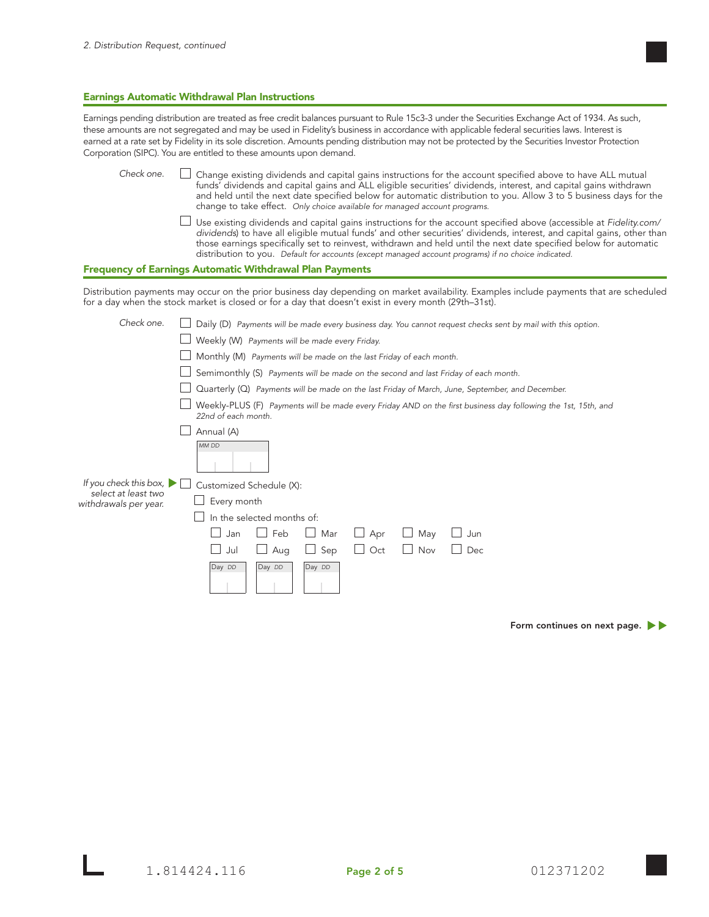*2. Distribution Request, continued*

## Earnings Automatic Withdrawal Plan Instructions

Earnings pending distribution are treated as free credit balances pursuant to Rule 15c3-3 under the Securities Exchange Act of 1934. As such, these amounts are not segregated and may be used in Fidelity's business in accordance with applicable federal securities laws. Interest is earned at a rate set by Fidelity in its sole discretion. Amounts pending distribution may not be protected by the Securities Investor Protection Corporation (SIPC). You are entitled to these amounts upon demand.

*Check one.*

- ☐ Change existing dividends and capital gains instructions for the account specified above to have ALL mutual funds' dividends and capital gains and ALL eligible securities' dividends, interest, and capital gains withdrawn and held until the next date specified below for automatic distribution to you. Allow 3 to 5 business days for the change to take effect. *Only choice available for managed account programs.*
- ☐ Use existing dividends and capital gains instructions for the account specified above (accessible at *Fidelity.com/dividends*) to have all eligible mutual funds' and other securities' dividends, interest, and capital gains, other than those earnings specifically set to reinvest, withdrawn and held until the next date specified below for automatic distribution to you. *Default for accounts (except managed account programs) if no choice indicated.*

## Frequency of Earnings Automatic Withdrawal Plan Payments

Distribution payments may occur on the prior business day depending on market availability. Examples include payments that are scheduled for a day when the stock market is closed or for a day that doesn't exist in every month (29th–31st).

*Check one.*

- ☐ Daily (D) *Payments will be made every business day. You cannot request checks sent by mail with this option.*
- ☐ Weekly (W) *Payments will be made every Friday.*
- ☐ Monthly (M) *Payments will be made on the last Friday of each month.*
- ☐ Semimonthly (S) *Payments will be made on the second and last Friday of each month.*
- ☐ Quarterly (Q) *Payments will be made on the last Friday of March, June, September, and December.*
- ☐ Weekly-PLUS (F) *Payments will be made every Friday AND on the first business day following the 1st, 15th, and 22nd of each month.*
- ☐ Annual (A)
  - *MM DD* ____

*If you check this box, select at least two withdrawals per year.*

- ☐ Customized Schedule (X):
  - ☐ Every month
  - ☐ In the selected months of:
    - ☐ Jan ☐ Feb ☐ Mar ☐ Apr ☐ May ☐ Jun
    - ☐ Jul ☐ Aug ☐ Sep ☐ Oct ☐ Nov ☐ Dec
  - Day *DD* ____ Day *DD* ____ Day *DD* ____

**Form continues on next page.**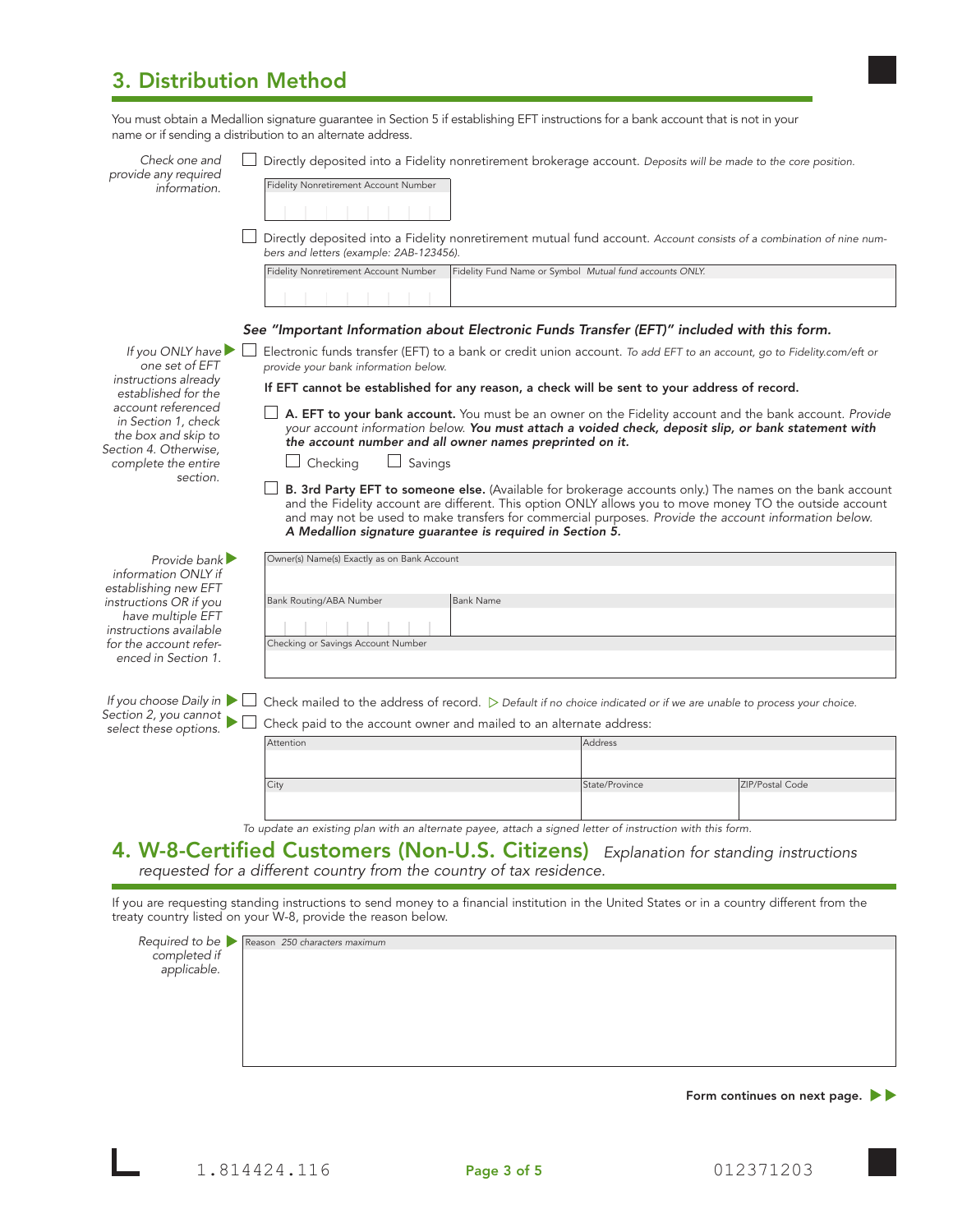## 3. Distribution Method

You must obtain a Medallion signature guarantee in Section 5 if establishing EFT instructions for a bank account that is not in your name or if sending a distribution to an alternate address.

*Check one and provide any required information.*

☐ Directly deposited into a Fidelity nonretirement brokerage account. *Deposits will be made to the core position.*

| Fidelity Nonretirement Account Number |
|---|
| |

☐ Directly deposited into a Fidelity nonretirement mutual fund account. *Account consists of a combination of nine numbers and letters (example: 2AB-123456).*

| Fidelity Nonretirement Account Number | Fidelity Fund Name or Symbol *Mutual fund accounts ONLY.* |
|---|---|
| | |

***See "Important Information about Electronic Funds Transfer (EFT)" included with this form.***

*If you ONLY have one set of EFT instructions already established for the account referenced in Section 1, check the box and skip to Section 4. Otherwise, complete the entire section.*

☐ Electronic funds transfer (EFT) to a bank or credit union account. *To add EFT to an account, go to Fidelity.com/eft or provide your bank information below.*

**If EFT cannot be established for any reason, a check will be sent to your address of record.**

☐ **A. EFT to your bank account.** You must be an owner on the Fidelity account and the bank account. *Provide your account information below.* ***You must attach a voided check, deposit slip, or bank statement with the account number and all owner names preprinted on it.***

☐ Checking ☐ Savings

☐ **B. 3rd Party EFT to someone else.** (Available for brokerage accounts only.) The names on the bank account and the Fidelity account are different. This option ONLY allows you to move money TO the outside account and may not be used to make transfers for commercial purposes. *Provide the account information below.* ***A Medallion signature guarantee is required in Section 5.***

*Provide bank information ONLY if establishing new EFT instructions OR if you have multiple EFT instructions available for the account referenced in Section 1.*

| Owner(s) Name(s) Exactly as on Bank Account | |
|---|---|
| | |
| **Bank Routing/ABA Number** | **Bank Name** |
| | |
| **Checking or Savings Account Number** | |
| | |

*If you choose Daily in Section 2, you cannot select these options.*

☐ Check mailed to the address of record. ▷ *Default if no choice indicated or if we are unable to process your choice.*

☐ Check paid to the account owner and mailed to an alternate address:

| Attention | Address | |
|---|---|---|
| | | |
| **City** | **State/Province** | **ZIP/Postal Code** |
| | | |

*To update an existing plan with an alternate payee, attach a signed letter of instruction with this form.*

## 4. W-8-Certified Customers (Non-U.S. Citizens) *Explanation for standing instructions requested for a different country from the country of tax residence.*

If you are requesting standing instructions to send money to a financial institution in the United States or in a country different from the treaty country listed on your W-8, provide the reason below.

*Required to be completed if applicable.*

| Reason *250 characters maximum* |
|---|
| |

**Form continues on next page.** ▶▶

1.814424.116 012371203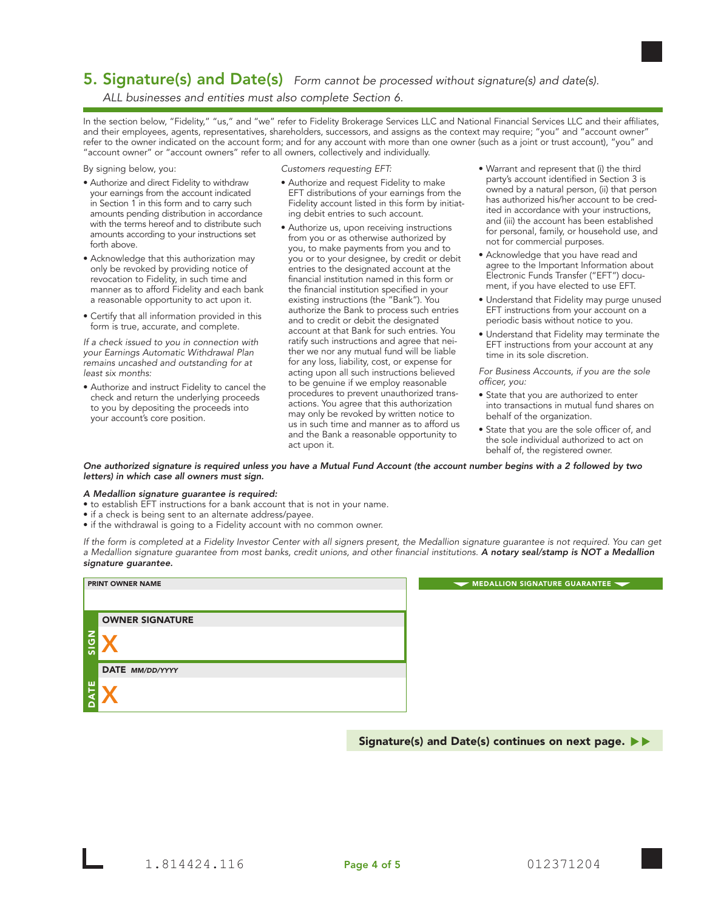## 5. Signature(s) and Date(s) *Form cannot be processed without signature(s) and date(s).*

*ALL businesses and entities must also complete Section 6.*

In the section below, "Fidelity," "us," and "we" refer to Fidelity Brokerage Services LLC and National Financial Services LLC and their affiliates, and their employees, agents, representatives, shareholders, successors, and assigns as the context may require; "you" and "account owner" refer to the owner indicated on the account form; and for any account with more than one owner (such as a joint or trust account), "you" and "account owner" or "account owners" refer to all owners, collectively and individually.

By signing below, you:

- Authorize and direct Fidelity to withdraw your earnings from the account indicated in Section 1 in this form and to carry such amounts pending distribution in accordance with the terms hereof and to distribute such amounts according to your instructions set forth above.
- Acknowledge that this authorization may only be revoked by providing notice of revocation to Fidelity, in such time and manner as to afford Fidelity and each bank a reasonable opportunity to act upon it.
- Certify that all information provided in this form is true, accurate, and complete.

*If a check issued to you in connection with your Earnings Automatic Withdrawal Plan remains uncashed and outstanding for at least six months:*

- Authorize and instruct Fidelity to cancel the check and return the underlying proceeds to you by depositing the proceeds into your account's core position.

*Customers requesting EFT:*

- Authorize and request Fidelity to make EFT distributions of your earnings from the Fidelity account listed in this form by initiating debit entries to such account.
- Authorize us, upon receiving instructions from you or as otherwise authorized by you, to make payments from you and to you or to your designee, by credit or debit entries to the designated account at the financial institution named in this form or the financial institution specified in your existing instructions (the "Bank"). You authorize the Bank to process such entries and to credit or debit the designated account at that Bank for such entries. You ratify such instructions and agree that neither we nor any mutual fund will be liable for any loss, liability, cost, or expense for acting upon all such instructions believed to be genuine if we employ reasonable procedures to prevent unauthorized transactions. You agree that this authorization may only be revoked by written notice to us in such time and manner as to afford us and the Bank a reasonable opportunity to act upon it.
- Warrant and represent that (i) the third party's account identified in Section 3 is owned by a natural person, (ii) that person has authorized his/her account to be credited in accordance with your instructions, and (iii) the account has been established for personal, family, or household use, and not for commercial purposes.
- Acknowledge that you have read and agree to the Important Information about Electronic Funds Transfer ("EFT") document, if you have elected to use EFT.
- Understand that Fidelity may purge unused EFT instructions from your account on a periodic basis without notice to you.
- Understand that Fidelity may terminate the EFT instructions from your account at any time in its sole discretion.

*For Business Accounts, if you are the sole officer, you:*

- State that you are authorized to enter into transactions in mutual fund shares on behalf of the organization.
- State that you are the sole officer of, and the sole individual authorized to act on behalf of, the registered owner.

***One authorized signature is required unless you have a Mutual Fund Account (the account number begins with a 2 followed by two letters) in which case all owners must sign.***

***A Medallion signature guarantee is required:***

- to establish EFT instructions for a bank account that is not in your name.
- if a check is being sent to an alternate address/payee.
- if the withdrawal is going to a Fidelity account with no common owner.

*If the form is completed at a Fidelity Investor Center with all signers present, the Medallion signature guarantee is not required. You can get a Medallion signature guarantee from most banks, credit unions, and other financial institutions.* ***A notary seal/stamp is NOT a Medallion signature guarantee.***

**PRINT OWNER NAME**

**SIGN — OWNER SIGNATURE**

X

**DATE** *MM/DD/YYYY*

X

**MEDALLION SIGNATURE GUARANTEE**

**Signature(s) and Date(s) continues on next page.**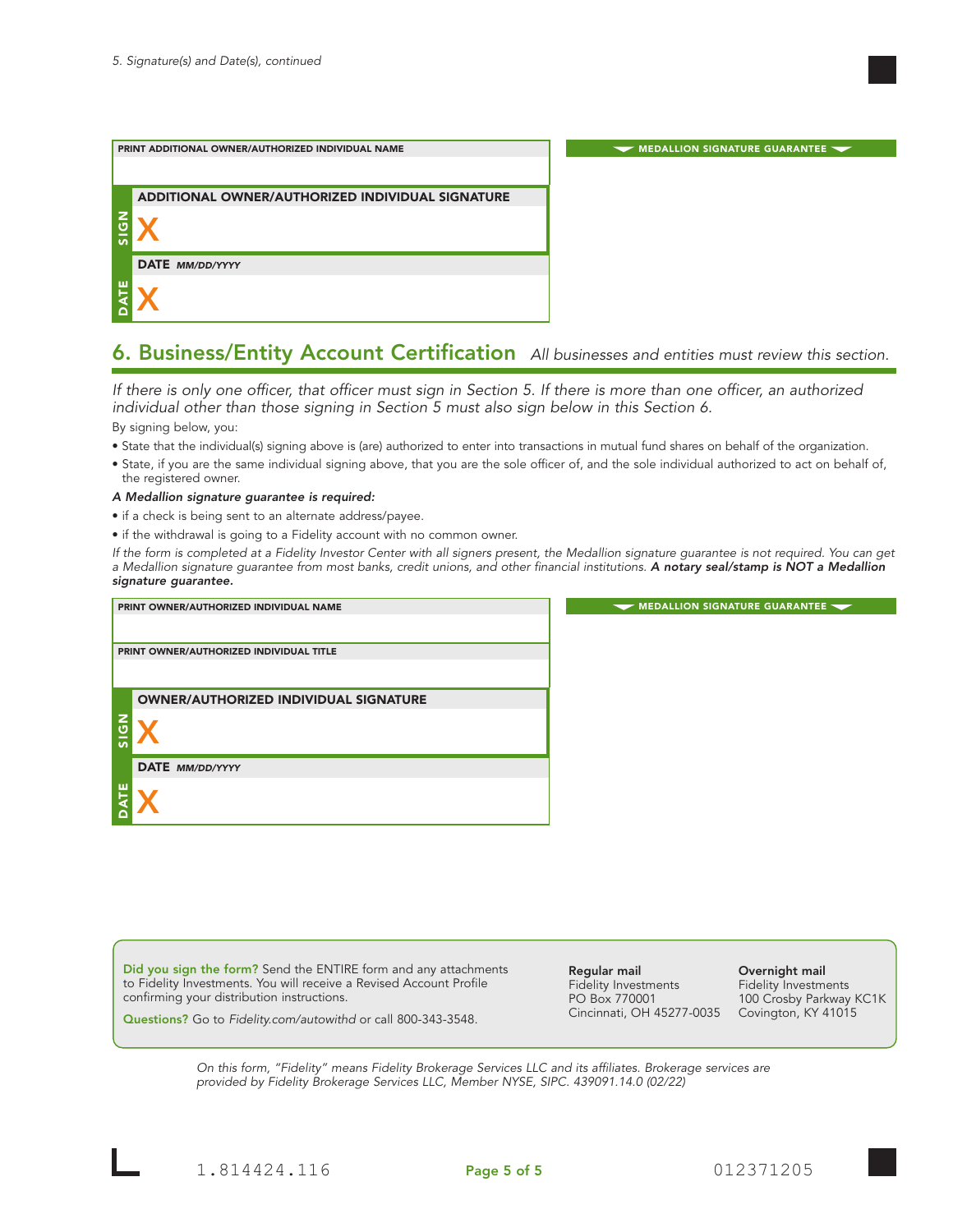*5. Signature(s) and Date(s), continued*

PRINT ADDITIONAL OWNER/AUTHORIZED INDIVIDUAL NAME

MEDALLION SIGNATURE GUARANTEE

**SIGN** ADDITIONAL OWNER/AUTHORIZED INDIVIDUAL SIGNATURE

X

**DATE** DATE *MM/DD/YYYY*

X

## 6. Business/Entity Account Certification *All businesses and entities must review this section.*

*If there is only one officer, that officer must sign in Section 5. If there is more than one officer, an authorized individual other than those signing in Section 5 must also sign below in this Section 6.*

By signing below, you:

- State that the individual(s) signing above is (are) authorized to enter into transactions in mutual fund shares on behalf of the organization.
- State, if you are the same individual signing above, that you are the sole officer of, and the sole individual authorized to act on behalf of, the registered owner.

***A Medallion signature guarantee is required:***

- if a check is being sent to an alternate address/payee.
- if the withdrawal is going to a Fidelity account with no common owner.

*If the form is completed at a Fidelity Investor Center with all signers present, the Medallion signature guarantee is not required. You can get a Medallion signature guarantee from most banks, credit unions, and other financial institutions.* ***A notary seal/stamp is NOT a Medallion signature guarantee.***

PRINT OWNER/AUTHORIZED INDIVIDUAL NAME

MEDALLION SIGNATURE GUARANTEE

PRINT OWNER/AUTHORIZED INDIVIDUAL TITLE

**SIGN** OWNER/AUTHORIZED INDIVIDUAL SIGNATURE

X

**DATE** DATE *MM/DD/YYYY*

X

**Did you sign the form?** Send the ENTIRE form and any attachments to Fidelity Investments. You will receive a Revised Account Profile confirming your distribution instructions.

**Questions?** Go to *Fidelity.com/autowithd* or call 800-343-3548.

**Regular mail**
Fidelity Investments
PO Box 770001
Cincinnati, OH 45277-0035

**Overnight mail**
Fidelity Investments
100 Crosby Parkway KC1K
Covington, KY 41015

*On this form, "Fidelity" means Fidelity Brokerage Services LLC and its affiliates. Brokerage services are provided by Fidelity Brokerage Services LLC, Member NYSE, SIPC. 439091.14.0 (02/22)*

1.814424.116 012371205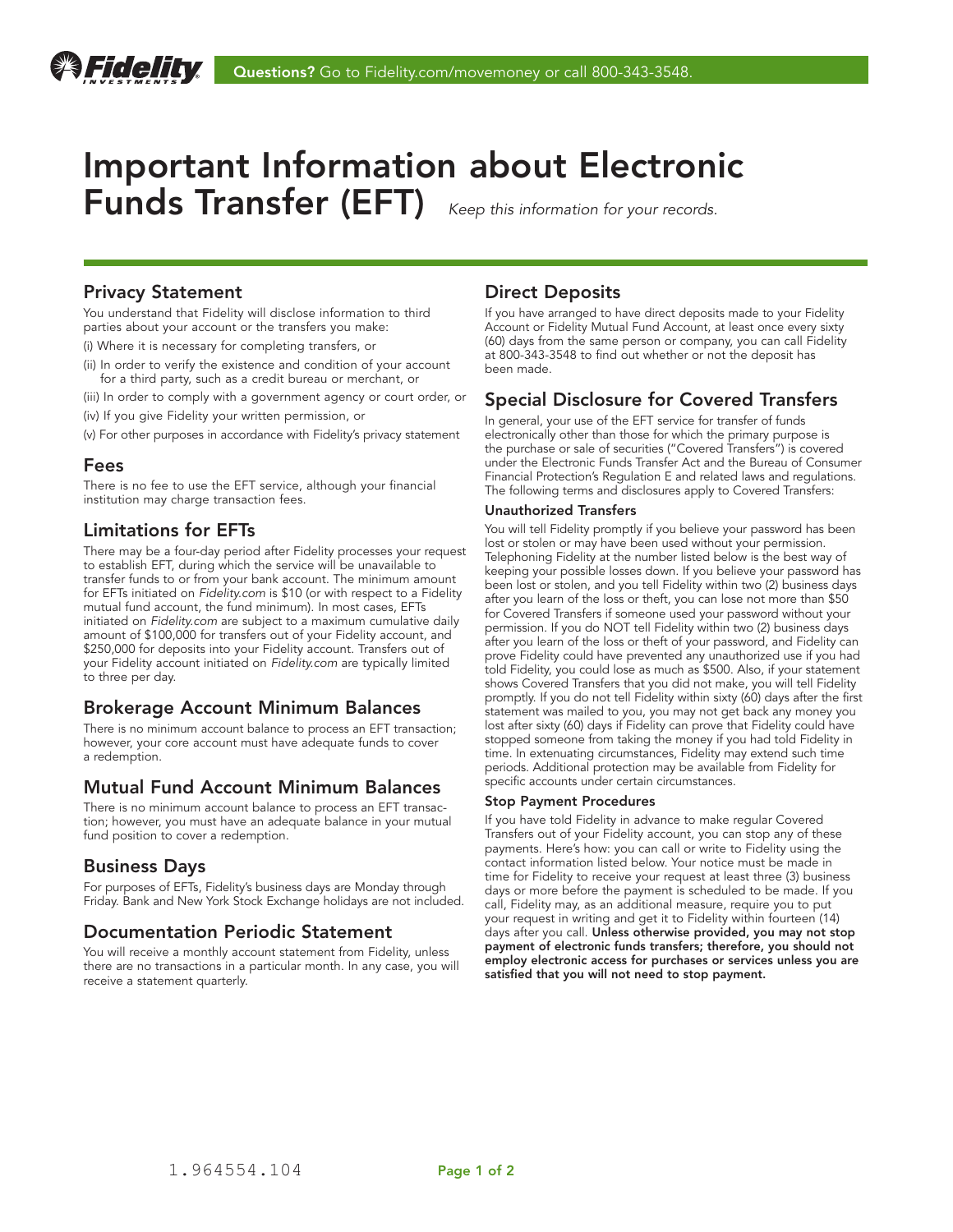Questions? Go to Fidelity.com/movemoney or call 800-343-3548.

# Important Information about Electronic Funds Transfer (EFT)

*Keep this information for your records.*

## Privacy Statement

You understand that Fidelity will disclose information to third parties about your account or the transfers you make:

(i) Where it is necessary for completing transfers, or

(ii) In order to verify the existence and condition of your account for a third party, such as a credit bureau or merchant, or

(iii) In order to comply with a government agency or court order, or

(iv) If you give Fidelity your written permission, or

(v) For other purposes in accordance with Fidelity's privacy statement

## Fees

There is no fee to use the EFT service, although your financial institution may charge transaction fees.

## Limitations for EFTs

There may be a four-day period after Fidelity processes your request to establish EFT, during which the service will be unavailable to transfer funds to or from your bank account. The minimum amount for EFTs initiated on *Fidelity.com* is $10 (or with respect to a Fidelity mutual fund account, the fund minimum). In most cases, EFTs initiated on *Fidelity.com* are subject to a maximum cumulative daily amount of $100,000 for transfers out of your Fidelity account, and $250,000 for deposits into your Fidelity account. Transfers out of your Fidelity account initiated on *Fidelity.com* are typically limited to three per day.

## Brokerage Account Minimum Balances

There is no minimum account balance to process an EFT transaction; however, your core account must have adequate funds to cover a redemption.

## Mutual Fund Account Minimum Balances

There is no minimum account balance to process an EFT transaction; however, you must have an adequate balance in your mutual fund position to cover a redemption.

## Business Days

For purposes of EFTs, Fidelity's business days are Monday through Friday. Bank and New York Stock Exchange holidays are not included.

## Documentation Periodic Statement

You will receive a monthly account statement from Fidelity, unless there are no transactions in a particular month. In any case, you will receive a statement quarterly.

## Direct Deposits

If you have arranged to have direct deposits made to your Fidelity Account or Fidelity Mutual Fund Account, at least once every sixty (60) days from the same person or company, you can call Fidelity at 800-343-3548 to find out whether or not the deposit has been made.

## Special Disclosure for Covered Transfers

In general, your use of the EFT service for transfer of funds electronically other than those for which the primary purpose is the purchase or sale of securities ("Covered Transfers") is covered under the Electronic Funds Transfer Act and the Bureau of Consumer Financial Protection's Regulation E and related laws and regulations. The following terms and disclosures apply to Covered Transfers:

### Unauthorized Transfers

You will tell Fidelity promptly if you believe your password has been lost or stolen or may have been used without your permission. Telephoning Fidelity at the number listed below is the best way of keeping your possible losses down. If you believe your password has been lost or stolen, and you tell Fidelity within two (2) business days after you learn of the loss or theft, you can lose not more than $50 for Covered Transfers if someone used your password without your permission. If you do NOT tell Fidelity within two (2) business days after you learn of the loss or theft of your password, and Fidelity can prove Fidelity could have prevented any unauthorized use if you had told Fidelity, you could lose as much as $500. Also, if your statement shows Covered Transfers that you did not make, you will tell Fidelity promptly. If you do not tell Fidelity within sixty (60) days after the first statement was mailed to you, you may not get back any money you lost after sixty (60) days if Fidelity can prove that Fidelity could have stopped someone from taking the money if you had told Fidelity in time. In extenuating circumstances, Fidelity may extend such time periods. Additional protection may be available from Fidelity for specific accounts under certain circumstances.

### Stop Payment Procedures

If you have told Fidelity in advance to make regular Covered Transfers out of your Fidelity account, you can stop any of these payments. Here's how: you can call or write to Fidelity using the contact information listed below. Your notice must be made in time for Fidelity to receive your request at least three (3) business days or more before the payment is scheduled to be made. If you call, Fidelity may, as an additional measure, require you to put your request in writing and get it to Fidelity within fourteen (14) days after you call. **Unless otherwise provided, you may not stop payment of electronic funds transfers; therefore, you should not employ electronic access for purchases or services unless you are satisfied that you will not need to stop payment.**

1.964554.104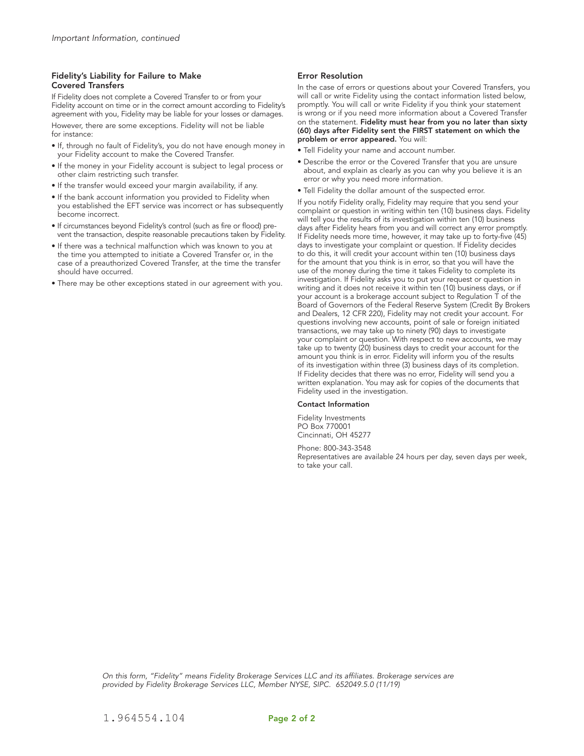*Important Information, continued*

### Fidelity's Liability for Failure to Make Covered Transfers

If Fidelity does not complete a Covered Transfer to or from your Fidelity account on time or in the correct amount according to Fidelity's agreement with you, Fidelity may be liable for your losses or damages.

However, there are some exceptions. Fidelity will not be liable for instance:

- If, through no fault of Fidelity's, you do not have enough money in your Fidelity account to make the Covered Transfer.
- If the money in your Fidelity account is subject to legal process or other claim restricting such transfer.
- If the transfer would exceed your margin availability, if any.
- If the bank account information you provided to Fidelity when you established the EFT service was incorrect or has subsequently become incorrect.
- If circumstances beyond Fidelity's control (such as fire or flood) prevent the transaction, despite reasonable precautions taken by Fidelity.
- If there was a technical malfunction which was known to you at the time you attempted to initiate a Covered Transfer or, in the case of a preauthorized Covered Transfer, at the time the transfer should have occurred.
- There may be other exceptions stated in our agreement with you.

### Error Resolution

In the case of errors or questions about your Covered Transfers, you will call or write Fidelity using the contact information listed below, promptly. You will call or write Fidelity if you think your statement is wrong or if you need more information about a Covered Transfer on the statement. **Fidelity must hear from you no later than sixty (60) days after Fidelity sent the FIRST statement on which the problem or error appeared.** You will:

- Tell Fidelity your name and account number.
- Describe the error or the Covered Transfer that you are unsure about, and explain as clearly as you can why you believe it is an error or why you need more information.
- Tell Fidelity the dollar amount of the suspected error.

If you notify Fidelity orally, Fidelity may require that you send your complaint or question in writing within ten (10) business days. Fidelity will tell you the results of its investigation within ten (10) business days after Fidelity hears from you and will correct any error promptly. If Fidelity needs more time, however, it may take up to forty-five (45) days to investigate your complaint or question. If Fidelity decides to do this, it will credit your account within ten (10) business days for the amount that you think is in error, so that you will have the use of the money during the time it takes Fidelity to complete its investigation. If Fidelity asks you to put your request or question in writing and it does not receive it within ten (10) business days, or if your account is a brokerage account subject to Regulation T of the Board of Governors of the Federal Reserve System (Credit By Brokers and Dealers, 12 CFR 220), Fidelity may not credit your account. For questions involving new accounts, point of sale or foreign initiated transactions, we may take up to ninety (90) days to investigate your complaint or question. With respect to new accounts, we may take up to twenty (20) business days to credit your account for the amount you think is in error. Fidelity will inform you of the results of its investigation within three (3) business days of its completion. If Fidelity decides that there was no error, Fidelity will send you a written explanation. You may ask for copies of the documents that Fidelity used in the investigation.

#### Contact Information

Fidelity Investments
PO Box 770001
Cincinnati, OH 45277

Phone: 800-343-3548
Representatives are available 24 hours per day, seven days per week, to take your call.

*On this form, "Fidelity" means Fidelity Brokerage Services LLC and its affiliates. Brokerage services are provided by Fidelity Brokerage Services LLC, Member NYSE, SIPC. 652049.5.0 (11/19)*

1.964554.104